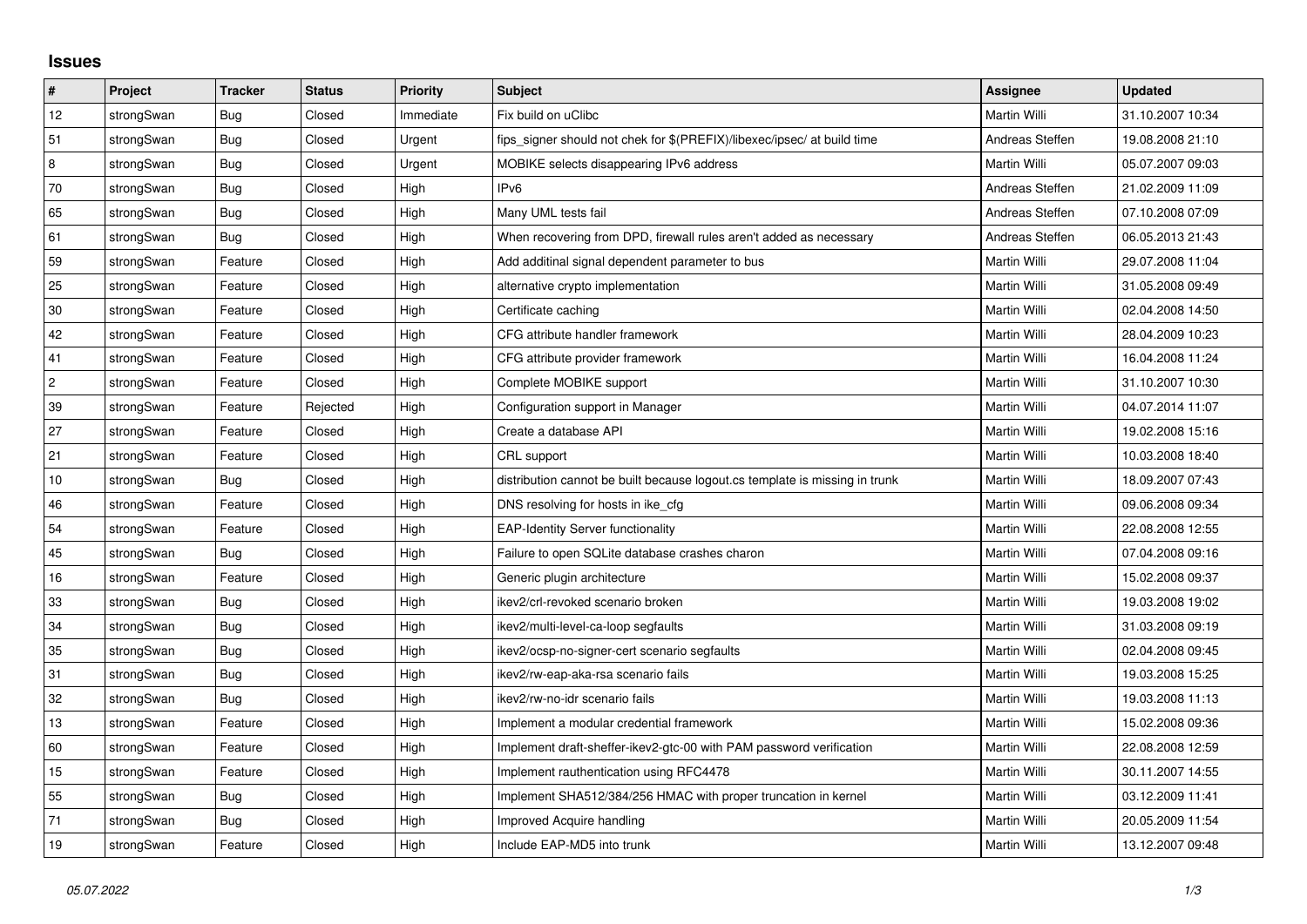## Issues

| # | Project | Tracker | Status | Priority | Subject | Assignee | Updated |
|---|---|---|---|---|---|---|---|
| 12 | strongSwan | Bug | Closed | Immediate | Fix build on uClibc | Martin Willi | 31.10.2007 10:34 |
| 51 | strongSwan | Bug | Closed | Urgent | fips_signer should not chek for $(PREFIX)/libexec/ipsec/ at build time | Andreas Steffen | 19.08.2008 21:10 |
| 8 | strongSwan | Bug | Closed | Urgent | MOBIKE selects disappearing IPv6 address | Martin Willi | 05.07.2007 09:03 |
| 70 | strongSwan | Bug | Closed | High | IPv6 | Andreas Steffen | 21.02.2009 11:09 |
| 65 | strongSwan | Bug | Closed | High | Many UML tests fail | Andreas Steffen | 07.10.2008 07:09 |
| 61 | strongSwan | Bug | Closed | High | When recovering from DPD, firewall rules aren't added as necessary | Andreas Steffen | 06.05.2013 21:43 |
| 59 | strongSwan | Feature | Closed | High | Add additinal signal dependent parameter to bus | Martin Willi | 29.07.2008 11:04 |
| 25 | strongSwan | Feature | Closed | High | alternative crypto implementation | Martin Willi | 31.05.2008 09:49 |
| 30 | strongSwan | Feature | Closed | High | Certificate caching | Martin Willi | 02.04.2008 14:50 |
| 42 | strongSwan | Feature | Closed | High | CFG attribute handler framework | Martin Willi | 28.04.2009 10:23 |
| 41 | strongSwan | Feature | Closed | High | CFG attribute provider framework | Martin Willi | 16.04.2008 11:24 |
| 2 | strongSwan | Feature | Closed | High | Complete MOBIKE support | Martin Willi | 31.10.2007 10:30 |
| 39 | strongSwan | Feature | Rejected | High | Configuration support in Manager | Martin Willi | 04.07.2014 11:07 |
| 27 | strongSwan | Feature | Closed | High | Create a database API | Martin Willi | 19.02.2008 15:16 |
| 21 | strongSwan | Feature | Closed | High | CRL support | Martin Willi | 10.03.2008 18:40 |
| 10 | strongSwan | Bug | Closed | High | distribution cannot be built because logout.cs template is missing in trunk | Martin Willi | 18.09.2007 07:43 |
| 46 | strongSwan | Feature | Closed | High | DNS resolving for hosts in ike_cfg | Martin Willi | 09.06.2008 09:34 |
| 54 | strongSwan | Feature | Closed | High | EAP-Identity Server functionality | Martin Willi | 22.08.2008 12:55 |
| 45 | strongSwan | Bug | Closed | High | Failure to open SQLite database crashes charon | Martin Willi | 07.04.2008 09:16 |
| 16 | strongSwan | Feature | Closed | High | Generic plugin architecture | Martin Willi | 15.02.2008 09:37 |
| 33 | strongSwan | Bug | Closed | High | ikev2/crl-revoked scenario broken | Martin Willi | 19.03.2008 19:02 |
| 34 | strongSwan | Bug | Closed | High | ikev2/multi-level-ca-loop segfaults | Martin Willi | 31.03.2008 09:19 |
| 35 | strongSwan | Bug | Closed | High | ikev2/ocsp-no-signer-cert scenario segfaults | Martin Willi | 02.04.2008 09:45 |
| 31 | strongSwan | Bug | Closed | High | ikev2/rw-eap-aka-rsa scenario fails | Martin Willi | 19.03.2008 15:25 |
| 32 | strongSwan | Bug | Closed | High | ikev2/rw-no-idr scenario fails | Martin Willi | 19.03.2008 11:13 |
| 13 | strongSwan | Feature | Closed | High | Implement a modular credential framework | Martin Willi | 15.02.2008 09:36 |
| 60 | strongSwan | Feature | Closed | High | Implement draft-sheffer-ikev2-gtc-00 with PAM password verification | Martin Willi | 22.08.2008 12:59 |
| 15 | strongSwan | Feature | Closed | High | Implement rauthentication using RFC4478 | Martin Willi | 30.11.2007 14:55 |
| 55 | strongSwan | Bug | Closed | High | Implement SHA512/384/256 HMAC with proper truncation in kernel | Martin Willi | 03.12.2009 11:41 |
| 71 | strongSwan | Bug | Closed | High | Improved Acquire handling | Martin Willi | 20.05.2009 11:54 |
| 19 | strongSwan | Feature | Closed | High | Include EAP-MD5 into trunk | Martin Willi | 13.12.2007 09:48 |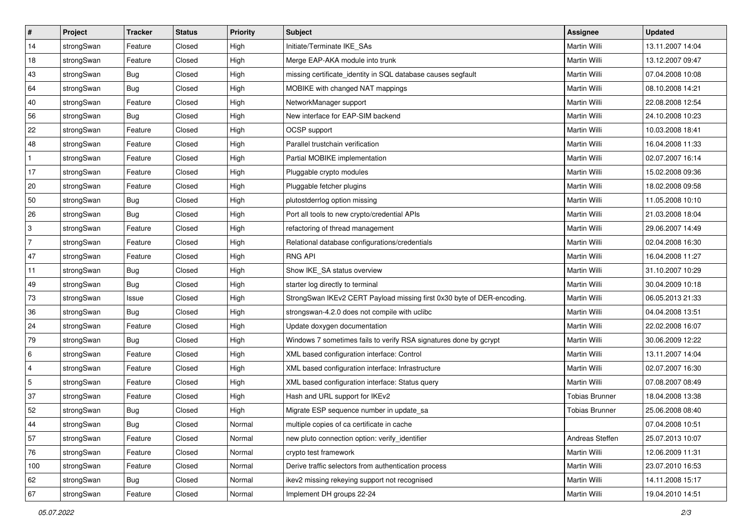| # | Project | Tracker | Status | Priority | Subject | Assignee | Updated |
|---|---|---|---|---|---|---|---|
| 14 | strongSwan | Feature | Closed | High | Initiate/Terminate IKE_SAs | Martin Willi | 13.11.2007 14:04 |
| 18 | strongSwan | Feature | Closed | High | Merge EAP-AKA module into trunk | Martin Willi | 13.12.2007 09:47 |
| 43 | strongSwan | Bug | Closed | High | missing certificate_identity in SQL database causes segfault | Martin Willi | 07.04.2008 10:08 |
| 64 | strongSwan | Bug | Closed | High | MOBIKE with changed NAT mappings | Martin Willi | 08.10.2008 14:21 |
| 40 | strongSwan | Feature | Closed | High | NetworkManager support | Martin Willi | 22.08.2008 12:54 |
| 56 | strongSwan | Bug | Closed | High | New interface for EAP-SIM backend | Martin Willi | 24.10.2008 10:23 |
| 22 | strongSwan | Feature | Closed | High | OCSP support | Martin Willi | 10.03.2008 18:41 |
| 48 | strongSwan | Feature | Closed | High | Parallel trustchain verification | Martin Willi | 16.04.2008 11:33 |
| 1 | strongSwan | Feature | Closed | High | Partial MOBIKE implementation | Martin Willi | 02.07.2007 16:14 |
| 17 | strongSwan | Feature | Closed | High | Pluggable crypto modules | Martin Willi | 15.02.2008 09:36 |
| 20 | strongSwan | Feature | Closed | High | Pluggable fetcher plugins | Martin Willi | 18.02.2008 09:58 |
| 50 | strongSwan | Bug | Closed | High | plutostderrlog option missing | Martin Willi | 11.05.2008 10:10 |
| 26 | strongSwan | Bug | Closed | High | Port all tools to new crypto/credential APIs | Martin Willi | 21.03.2008 18:04 |
| 3 | strongSwan | Feature | Closed | High | refactoring of thread management | Martin Willi | 29.06.2007 14:49 |
| 7 | strongSwan | Feature | Closed | High | Relational database configurations/credentials | Martin Willi | 02.04.2008 16:30 |
| 47 | strongSwan | Feature | Closed | High | RNG API | Martin Willi | 16.04.2008 11:27 |
| 11 | strongSwan | Bug | Closed | High | Show IKE_SA status overview | Martin Willi | 31.10.2007 10:29 |
| 49 | strongSwan | Bug | Closed | High | starter log directly to terminal | Martin Willi | 30.04.2009 10:18 |
| 73 | strongSwan | Issue | Closed | High | StrongSwan IKEv2 CERT Payload missing first 0x30 byte of DER-encoding. | Martin Willi | 06.05.2013 21:33 |
| 36 | strongSwan | Bug | Closed | High | strongswan-4.2.0 does not compile with uclibc | Martin Willi | 04.04.2008 13:51 |
| 24 | strongSwan | Feature | Closed | High | Update doxygen documentation | Martin Willi | 22.02.2008 16:07 |
| 79 | strongSwan | Bug | Closed | High | Windows 7 sometimes fails to verify RSA signatures done by gcrypt | Martin Willi | 30.06.2009 12:22 |
| 6 | strongSwan | Feature | Closed | High | XML based configuration interface: Control | Martin Willi | 13.11.2007 14:04 |
| 4 | strongSwan | Feature | Closed | High | XML based configuration interface: Infrastructure | Martin Willi | 02.07.2007 16:30 |
| 5 | strongSwan | Feature | Closed | High | XML based configuration interface: Status query | Martin Willi | 07.08.2007 08:49 |
| 37 | strongSwan | Feature | Closed | High | Hash and URL support for IKEv2 | Tobias Brunner | 18.04.2008 13:38 |
| 52 | strongSwan | Bug | Closed | High | Migrate ESP sequence number in update_sa | Tobias Brunner | 25.06.2008 08:40 |
| 44 | strongSwan | Bug | Closed | Normal | multiple copies of ca certificate in cache | | 07.04.2008 10:51 |
| 57 | strongSwan | Feature | Closed | Normal | new pluto connection option: verify_identifier | Andreas Steffen | 25.07.2013 10:07 |
| 76 | strongSwan | Feature | Closed | Normal | crypto test framework | Martin Willi | 12.06.2009 11:31 |
| 100 | strongSwan | Feature | Closed | Normal | Derive traffic selectors from authentication process | Martin Willi | 23.07.2010 16:53 |
| 62 | strongSwan | Bug | Closed | Normal | ikev2 missing rekeying support not recognised | Martin Willi | 14.11.2008 15:17 |
| 67 | strongSwan | Feature | Closed | Normal | Implement DH groups 22-24 | Martin Willi | 19.04.2010 14:51 |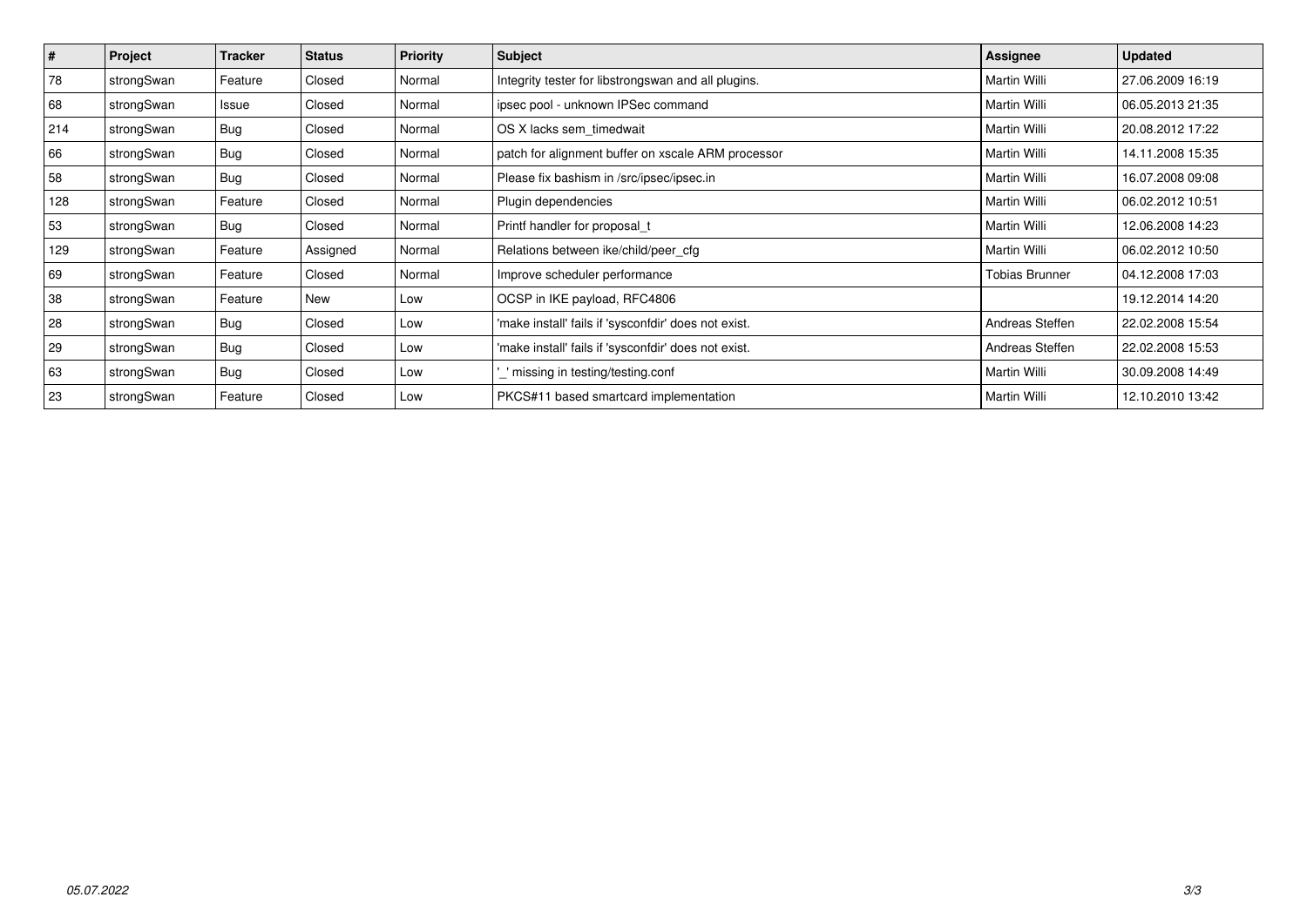| # | Project | Tracker | Status | Priority | Subject | Assignee | Updated |
|---|---|---|---|---|---|---|---|
| 78 | strongSwan | Feature | Closed | Normal | Integrity tester for libstrongswan and all plugins. | Martin Willi | 27.06.2009 16:19 |
| 68 | strongSwan | Issue | Closed | Normal | ipsec pool - unknown IPSec command | Martin Willi | 06.05.2013 21:35 |
| 214 | strongSwan | Bug | Closed | Normal | OS X lacks sem_timedwait | Martin Willi | 20.08.2012 17:22 |
| 66 | strongSwan | Bug | Closed | Normal | patch for alignment buffer on xscale ARM processor | Martin Willi | 14.11.2008 15:35 |
| 58 | strongSwan | Bug | Closed | Normal | Please fix bashism in /src/ipsec/ipsec.in | Martin Willi | 16.07.2008 09:08 |
| 128 | strongSwan | Feature | Closed | Normal | Plugin dependencies | Martin Willi | 06.02.2012 10:51 |
| 53 | strongSwan | Bug | Closed | Normal | Printf handler for proposal_t | Martin Willi | 12.06.2008 14:23 |
| 129 | strongSwan | Feature | Assigned | Normal | Relations between ike/child/peer_cfg | Martin Willi | 06.02.2012 10:50 |
| 69 | strongSwan | Feature | Closed | Normal | Improve scheduler performance | Tobias Brunner | 04.12.2008 17:03 |
| 38 | strongSwan | Feature | New | Low | OCSP in IKE payload, RFC4806 | | 19.12.2014 14:20 |
| 28 | strongSwan | Bug | Closed | Low | 'make install' fails if 'sysconfdir' does not exist. | Andreas Steffen | 22.02.2008 15:54 |
| 29 | strongSwan | Bug | Closed | Low | 'make install' fails if 'sysconfdir' does not exist. | Andreas Steffen | 22.02.2008 15:53 |
| 63 | strongSwan | Bug | Closed | Low | '_' missing in testing/testing.conf | Martin Willi | 30.09.2008 14:49 |
| 23 | strongSwan | Feature | Closed | Low | PKCS#11 based smartcard implementation | Martin Willi | 12.10.2010 13:42 |